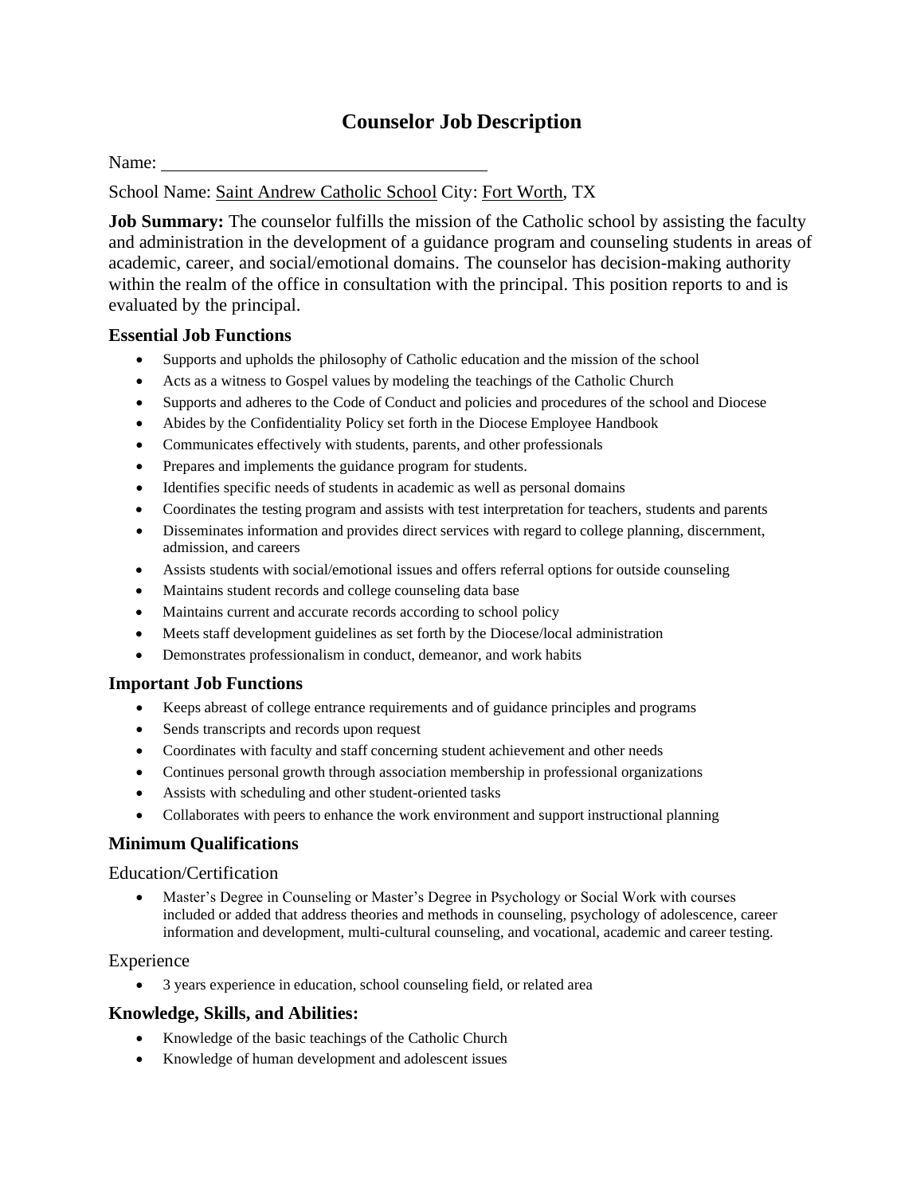# Counselor Job Description

Name: ____________________________________

School Name: Saint Andrew Catholic School City: Fort Worth, TX

**Job Summary:** The counselor fulfills the mission of the Catholic school by assisting the faculty and administration in the development of a guidance program and counseling students in areas of academic, career, and social/emotional domains. The counselor has decision-making authority within the realm of the office in consultation with the principal. This position reports to and is evaluated by the principal.

### Essential Job Functions

- Supports and upholds the philosophy of Catholic education and the mission of the school
- Acts as a witness to Gospel values by modeling the teachings of the Catholic Church
- Supports and adheres to the Code of Conduct and policies and procedures of the school and Diocese
- Abides by the Confidentiality Policy set forth in the Diocese Employee Handbook
- Communicates effectively with students, parents, and other professionals
- Prepares and implements the guidance program for students.
- Identifies specific needs of students in academic as well as personal domains
- Coordinates the testing program and assists with test interpretation for teachers, students and parents
- Disseminates information and provides direct services with regard to college planning, discernment, admission, and careers
- Assists students with social/emotional issues and offers referral options for outside counseling
- Maintains student records and college counseling data base
- Maintains current and accurate records according to school policy
- Meets staff development guidelines as set forth by the Diocese/local administration
- Demonstrates professionalism in conduct, demeanor, and work habits

### Important Job Functions

- Keeps abreast of college entrance requirements and of guidance principles and programs
- Sends transcripts and records upon request
- Coordinates with faculty and staff concerning student achievement and other needs
- Continues personal growth through association membership in professional organizations
- Assists with scheduling and other student-oriented tasks
- Collaborates with peers to enhance the work environment and support instructional planning

### Minimum Qualifications

#### Education/Certification

- Master's Degree in Counseling or Master's Degree in Psychology or Social Work with courses included or added that address theories and methods in counseling, psychology of adolescence, career information and development, multi-cultural counseling, and vocational, academic and career testing.

#### Experience

- 3 years experience in education, school counseling field, or related area

### Knowledge, Skills, and Abilities:

- Knowledge of the basic teachings of the Catholic Church
- Knowledge of human development and adolescent issues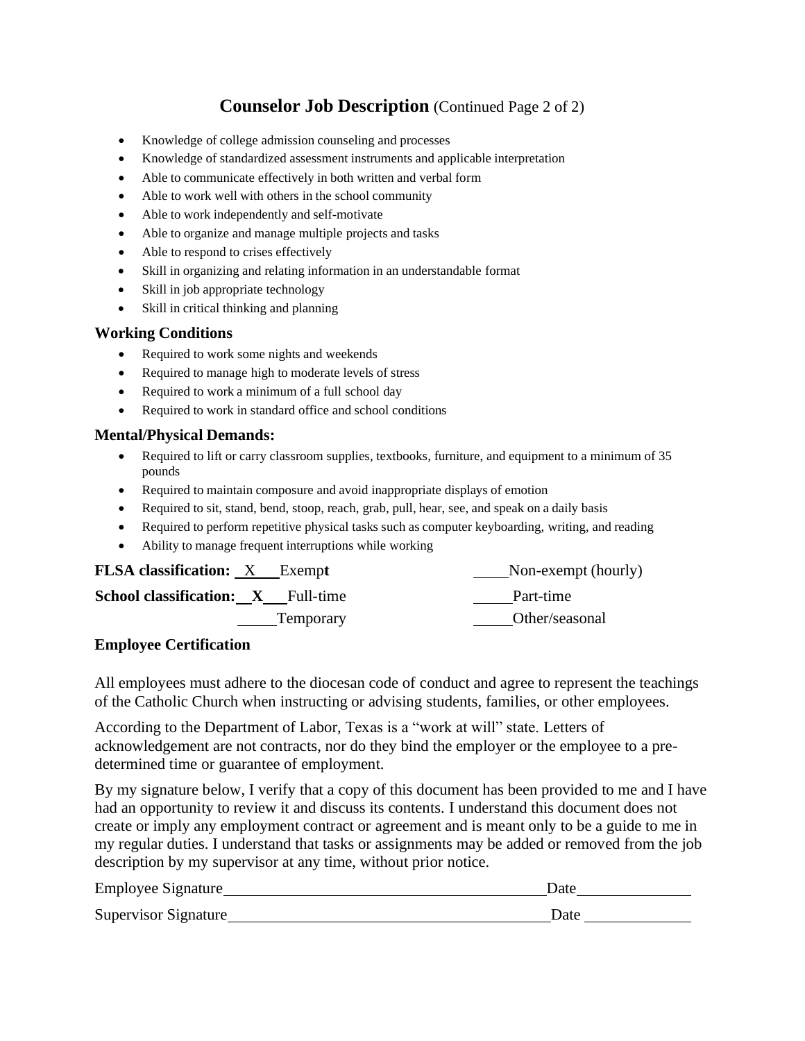## Counselor Job Description (Continued Page 2 of 2)

- Knowledge of college admission counseling and processes
- Knowledge of standardized assessment instruments and applicable interpretation
- Able to communicate effectively in both written and verbal form
- Able to work well with others in the school community
- Able to work independently and self-motivate
- Able to organize and manage multiple projects and tasks
- Able to respond to crises effectively
- Skill in organizing and relating information in an understandable format
- Skill in job appropriate technology
- Skill in critical thinking and planning

### Working Conditions

- Required to work some nights and weekends
- Required to manage high to moderate levels of stress
- Required to work a minimum of a full school day
- Required to work in standard office and school conditions

### Mental/Physical Demands:

- Required to lift or carry classroom supplies, textbooks, furniture, and equipment to a minimum of 35 pounds
- Required to maintain composure and avoid inappropriate displays of emotion
- Required to sit, stand, bend, stoop, reach, grab, pull, hear, see, and speak on a daily basis
- Required to perform repetitive physical tasks such as computer keyboarding, writing, and reading
- Ability to manage frequent interruptions while working

**FLSA classification:** \_\_X\_\_ Exempt &nbsp;&nbsp;&nbsp;&nbsp; \_\_\_\_ Non-exempt (hourly)

**School classification:** \_\_**X**\_\_ Full-time &nbsp;&nbsp;&nbsp;&nbsp; \_\_\_\_ Part-time

\_\_\_\_ Temporary &nbsp;&nbsp;&nbsp;&nbsp; \_\_\_\_ Other/seasonal

### Employee Certification

All employees must adhere to the diocesan code of conduct and agree to represent the teachings of the Catholic Church when instructing or advising students, families, or other employees.

According to the Department of Labor, Texas is a "work at will" state. Letters of acknowledgement are not contracts, nor do they bind the employer or the employee to a pre-determined time or guarantee of employment.

By my signature below, I verify that a copy of this document has been provided to me and I have had an opportunity to review it and discuss its contents. I understand this document does not create or imply any employment contract or agreement and is meant only to be a guide to me in my regular duties. I understand that tasks or assignments may be added or removed from the job description by my supervisor at any time, without prior notice.

Employee Signature\_\_\_\_\_\_\_\_\_\_\_\_\_\_\_\_\_\_\_\_\_\_\_\_\_\_\_\_\_\_\_\_\_\_\_\_\_\_\_\_ Date\_\_\_\_\_\_\_\_\_\_\_\_\_\_

Supervisor Signature\_\_\_\_\_\_\_\_\_\_\_\_\_\_\_\_\_\_\_\_\_\_\_\_\_\_\_\_\_\_\_\_\_\_\_\_\_\_\_\_ Date\_\_\_\_\_\_\_\_\_\_\_\_\_\_